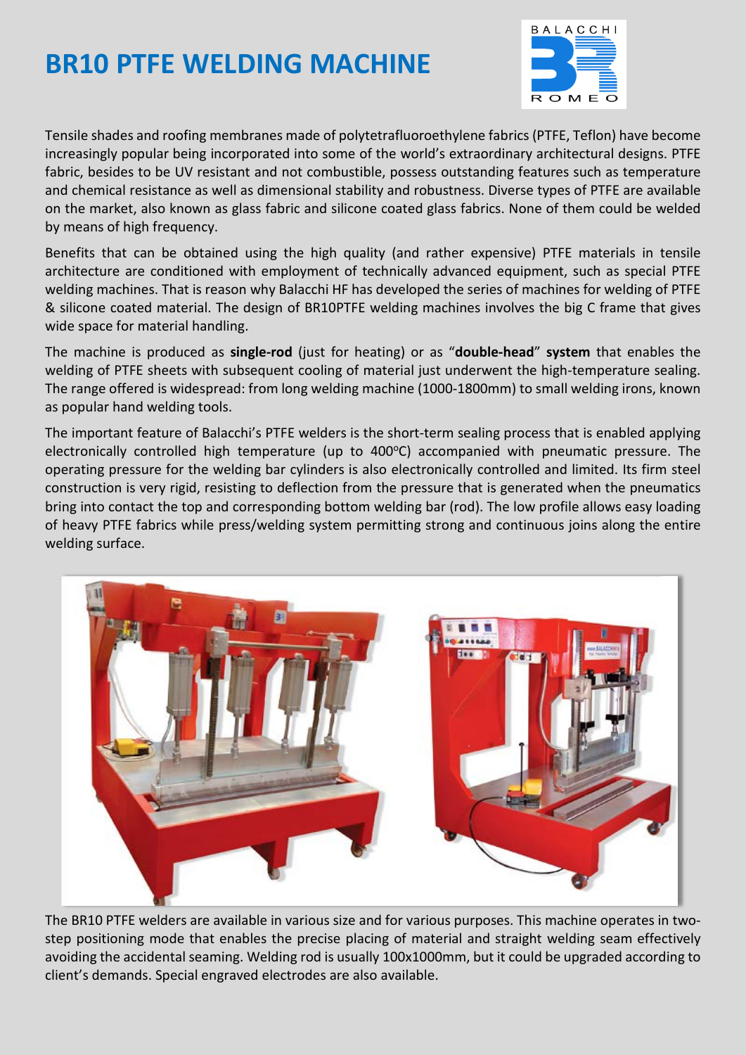# BR10 PTFE WELDING MACHINE

Tensile shades and roofing membranes made of polytetrafluoroethylene fabrics (PTFE, Teflon) have become increasingly popular being incorporated into some of the world's extraordinary architectural designs. PTFE fabric, besides to be UV resistant and not combustible, possess outstanding features such as temperature and chemical resistance as well as dimensional stability and robustness. Diverse types of PTFE are available on the market, also known as glass fabric and silicone coated glass fabrics. None of them could be welded by means of high frequency.

Benefits that can be obtained using the high quality (and rather expensive) PTFE materials in tensile architecture are conditioned with employment of technically advanced equipment, such as special PTFE welding machines. That is reason why Balacchi HF has developed the series of machines for welding of PTFE & silicone coated material. The design of BR10PTFE welding machines involves the big C frame that gives wide space for material handling.

The machine is produced as **single-rod** (just for heating) or as "**double-head**" **system** that enables the welding of PTFE sheets with subsequent cooling of material just underwent the high-temperature sealing. The range offered is widespread: from long welding machine (1000-1800mm) to small welding irons, known as popular hand welding tools.

The important feature of Balacchi's PTFE welders is the short-term sealing process that is enabled applying electronically controlled high temperature (up to 400°C) accompanied with pneumatic pressure. The operating pressure for the welding bar cylinders is also electronically controlled and limited. Its firm steel construction is very rigid, resisting to deflection from the pressure that is generated when the pneumatics bring into contact the top and corresponding bottom welding bar (rod). The low profile allows easy loading of heavy PTFE fabrics while press/welding system permitting strong and continuous joins along the entire welding surface.

The BR10 PTFE welders are available in various size and for various purposes. This machine operates in two-step positioning mode that enables the precise placing of material and straight welding seam effectively avoiding the accidental seaming. Welding rod is usually 100x1000mm, but it could be upgraded according to client's demands. Special engraved electrodes are also available.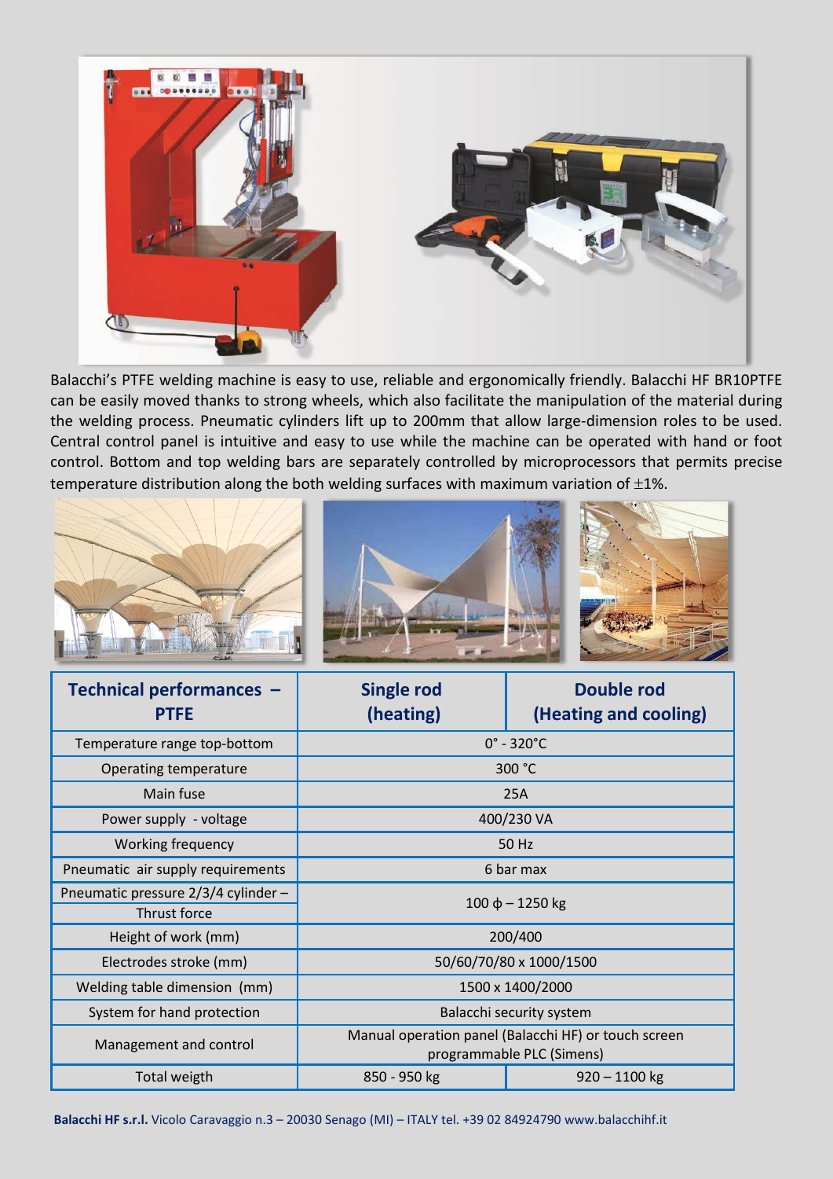Balacchi's PTFE welding machine is easy to use, reliable and ergonomically friendly. Balacchi HF BR10PTFE can be easily moved thanks to strong wheels, which also facilitate the manipulation of the material during the welding process. Pneumatic cylinders lift up to 200mm that allow large-dimension roles to be used. Central control panel is intuitive and easy to use while the machine can be operated with hand or foot control. Bottom and top welding bars are separately controlled by microprocessors that permits precise temperature distribution along the both welding surfaces with maximum variation of ±1%.

| Technical performances – PTFE | Single rod (heating) | Double rod (Heating and cooling) |
|---|---|---|
| Temperature range top-bottom | 0° - 320°C | |
| Operating temperature | 300 °C | |
| Main fuse | 25A | |
| Power supply - voltage | 400/230 VA | |
| Working frequency | 50 Hz | |
| Pneumatic air supply requirements | 6 bar max | |
| Pneumatic pressure 2/3/4 cylinder – Thrust force | 100 ϕ – 1250 kg | |
| Height of work (mm) | 200/400 | |
| Electrodes stroke (mm) | 50/60/70/80 x 1000/1500 | |
| Welding table dimension (mm) | 1500 x 1400/2000 | |
| System for hand protection | Balacchi security system | |
| Management and control | Manual operation panel (Balacchi HF) or touch screen programmable PLC (Simens) | |
| Total weigth | 850 - 950 kg | 920 – 1100 kg |

**Balacchi HF s.r.l.** Vicolo Caravaggio n.3 – 20030 Senago (MI) – ITALY tel. +39 02 84924790 www.balacchihf.it